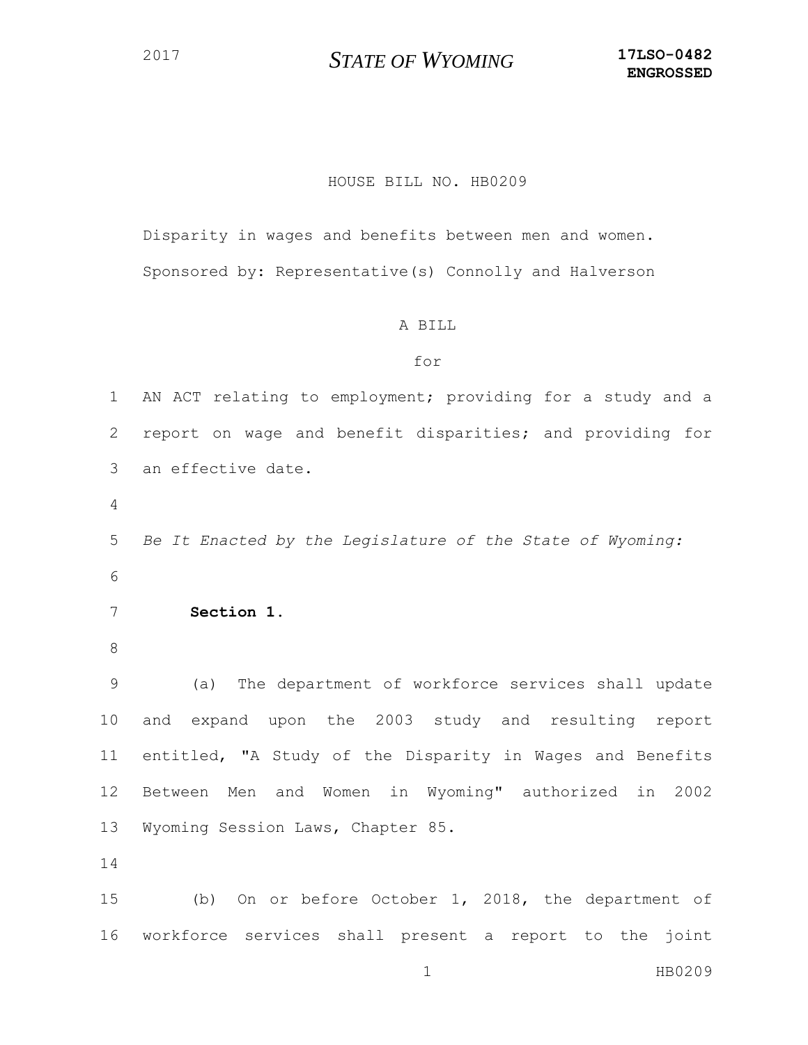2017 **STATE OF WYOMING** **17LSO-0482**
**ENGROSSED**

HOUSE BILL NO. HB0209

Disparity in wages and benefits between men and women.

Sponsored by: Representative(s) Connolly and Halverson

A BILL

for

AN ACT relating to employment; providing for a study and a report on wage and benefit disparities; and providing for an effective date.

*Be It Enacted by the Legislature of the State of Wyoming:*

**Section 1.**

(a) The department of workforce services shall update and expand upon the 2003 study and resulting report entitled, "A Study of the Disparity in Wages and Benefits Between Men and Women in Wyoming" authorized in 2002 Wyoming Session Laws, Chapter 85.

(b) On or before October 1, 2018, the department of workforce services shall present a report to the joint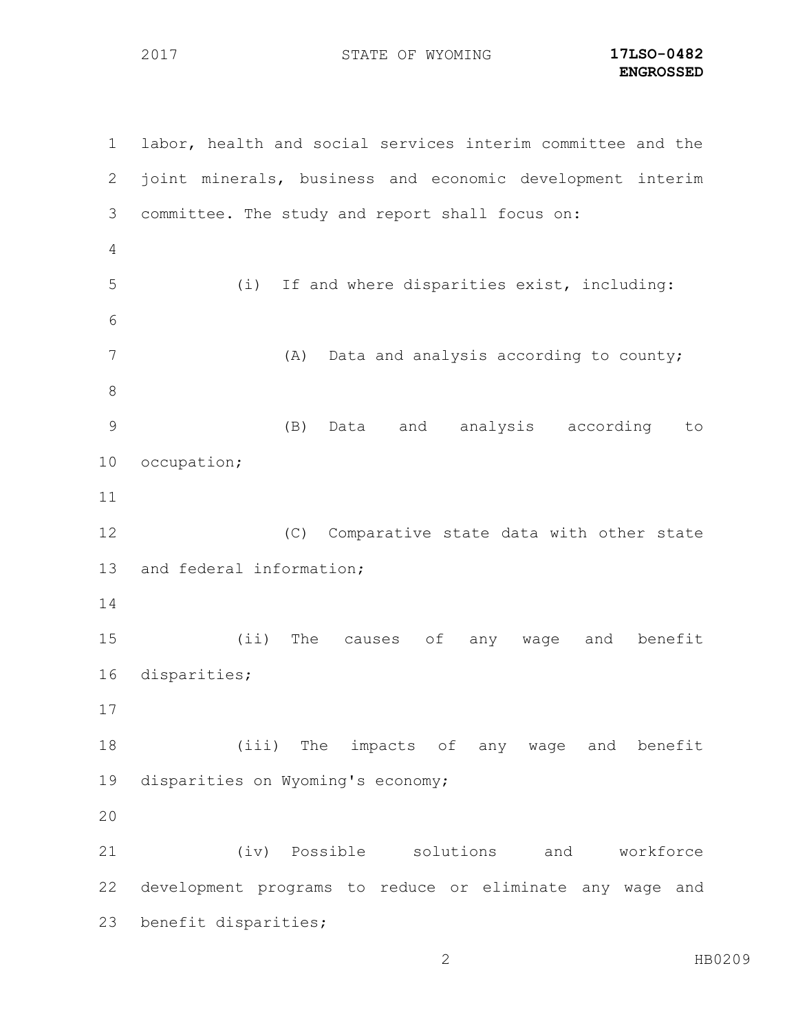labor, health and social services interim committee and the joint minerals, business and economic development interim committee. The study and report shall focus on:

(i) If and where disparities exist, including:

(A) Data and analysis according to county;

(B) Data and analysis according to occupation;

(C) Comparative state data with other state and federal information;

(ii) The causes of any wage and benefit disparities;

(iii) The impacts of any wage and benefit disparities on Wyoming's economy;

(iv) Possible solutions and workforce development programs to reduce or eliminate any wage and benefit disparities;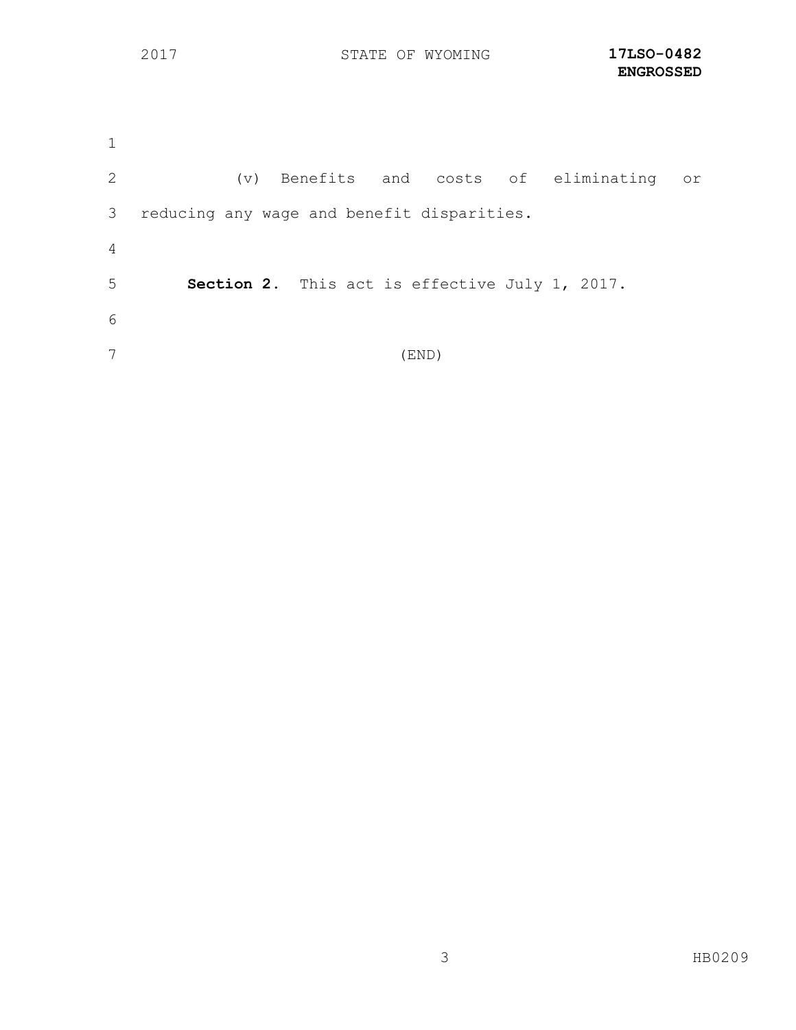(v) Benefits and costs of eliminating or reducing any wage and benefit disparities.

**Section 2.** This act is effective July 1, 2017.

(END)